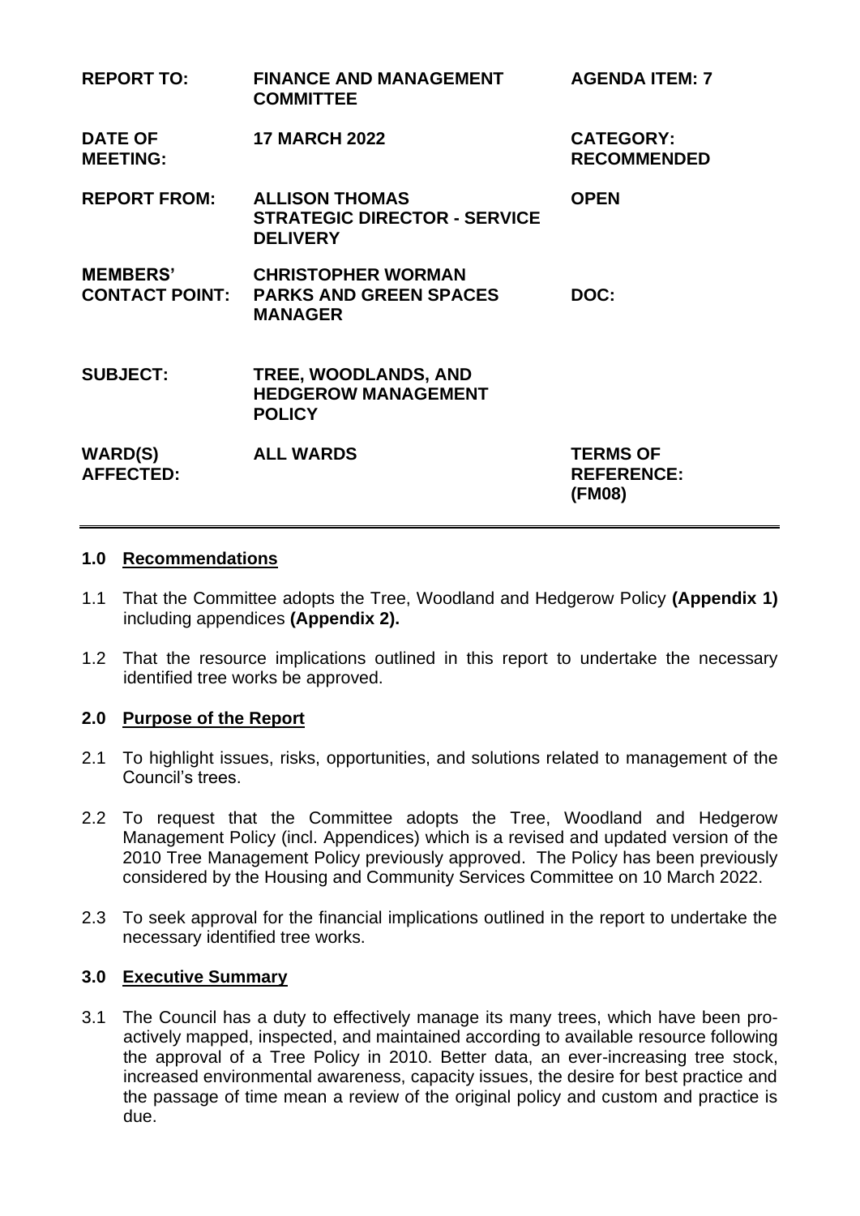| | | |
|---|---|---|
| **REPORT TO:** | **FINANCE AND MANAGEMENT COMMITTEE** | **AGENDA ITEM: 7** |
| **DATE OF MEETING:** | **17 MARCH 2022** | **CATEGORY: RECOMMENDED** |
| **REPORT FROM:** | **ALLISON THOMAS STRATEGIC DIRECTOR - SERVICE DELIVERY** | **OPEN** |
| **MEMBERS' CONTACT POINT:** | **CHRISTOPHER WORMAN PARKS AND GREEN SPACES MANAGER** | **DOC:** |
| **SUBJECT:** | **TREE, WOODLANDS, AND HEDGEROW MANAGEMENT POLICY** | |
| **WARD(S) AFFECTED:** | **ALL WARDS** | **TERMS OF REFERENCE: (FM08)** |

## 1.0 Recommendations

1.1 That the Committee adopts the Tree, Woodland and Hedgerow Policy **(Appendix 1)** including appendices **(Appendix 2).**

1.2 That the resource implications outlined in this report to undertake the necessary identified tree works be approved.

## 2.0 Purpose of the Report

2.1 To highlight issues, risks, opportunities, and solutions related to management of the Council's trees.

2.2 To request that the Committee adopts the Tree, Woodland and Hedgerow Management Policy (incl. Appendices) which is a revised and updated version of the 2010 Tree Management Policy previously approved. The Policy has been previously considered by the Housing and Community Services Committee on 10 March 2022.

2.3 To seek approval for the financial implications outlined in the report to undertake the necessary identified tree works.

## 3.0 Executive Summary

3.1 The Council has a duty to effectively manage its many trees, which have been pro-actively mapped, inspected, and maintained according to available resource following the approval of a Tree Policy in 2010. Better data, an ever-increasing tree stock, increased environmental awareness, capacity issues, the desire for best practice and the passage of time mean a review of the original policy and custom and practice is due.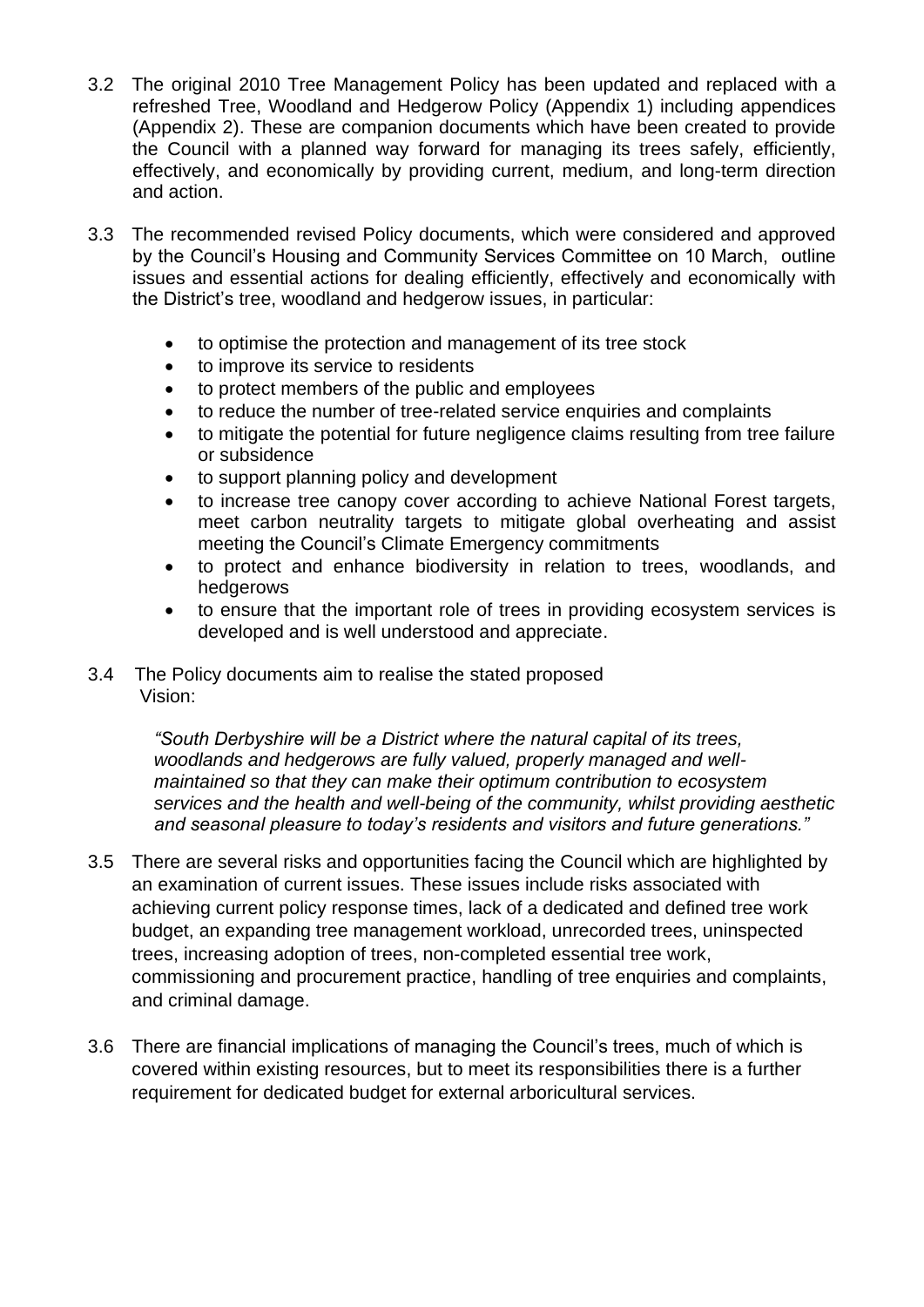3.2 The original 2010 Tree Management Policy has been updated and replaced with a refreshed Tree, Woodland and Hedgerow Policy (Appendix 1) including appendices (Appendix 2). These are companion documents which have been created to provide the Council with a planned way forward for managing its trees safely, efficiently, effectively, and economically by providing current, medium, and long-term direction and action.

3.3 The recommended revised Policy documents, which were considered and approved by the Council's Housing and Community Services Committee on 10 March, outline issues and essential actions for dealing efficiently, effectively and economically with the District's tree, woodland and hedgerow issues, in particular:

- to optimise the protection and management of its tree stock
- to improve its service to residents
- to protect members of the public and employees
- to reduce the number of tree-related service enquiries and complaints
- to mitigate the potential for future negligence claims resulting from tree failure or subsidence
- to support planning policy and development
- to increase tree canopy cover according to achieve National Forest targets, meet carbon neutrality targets to mitigate global overheating and assist meeting the Council's Climate Emergency commitments
- to protect and enhance biodiversity in relation to trees, woodlands, and hedgerows
- to ensure that the important role of trees in providing ecosystem services is developed and is well understood and appreciate.

3.4 The Policy documents aim to realise the stated proposed Vision:

> *"South Derbyshire will be a District where the natural capital of its trees, woodlands and hedgerows are fully valued, properly managed and well-maintained so that they can make their optimum contribution to ecosystem services and the health and well-being of the community, whilst providing aesthetic and seasonal pleasure to today's residents and visitors and future generations."*

3.5 There are several risks and opportunities facing the Council which are highlighted by an examination of current issues. These issues include risks associated with achieving current policy response times, lack of a dedicated and defined tree work budget, an expanding tree management workload, unrecorded trees, uninspected trees, increasing adoption of trees, non-completed essential tree work, commissioning and procurement practice, handling of tree enquiries and complaints, and criminal damage.

3.6 There are financial implications of managing the Council's trees, much of which is covered within existing resources, but to meet its responsibilities there is a further requirement for dedicated budget for external arboricultural services.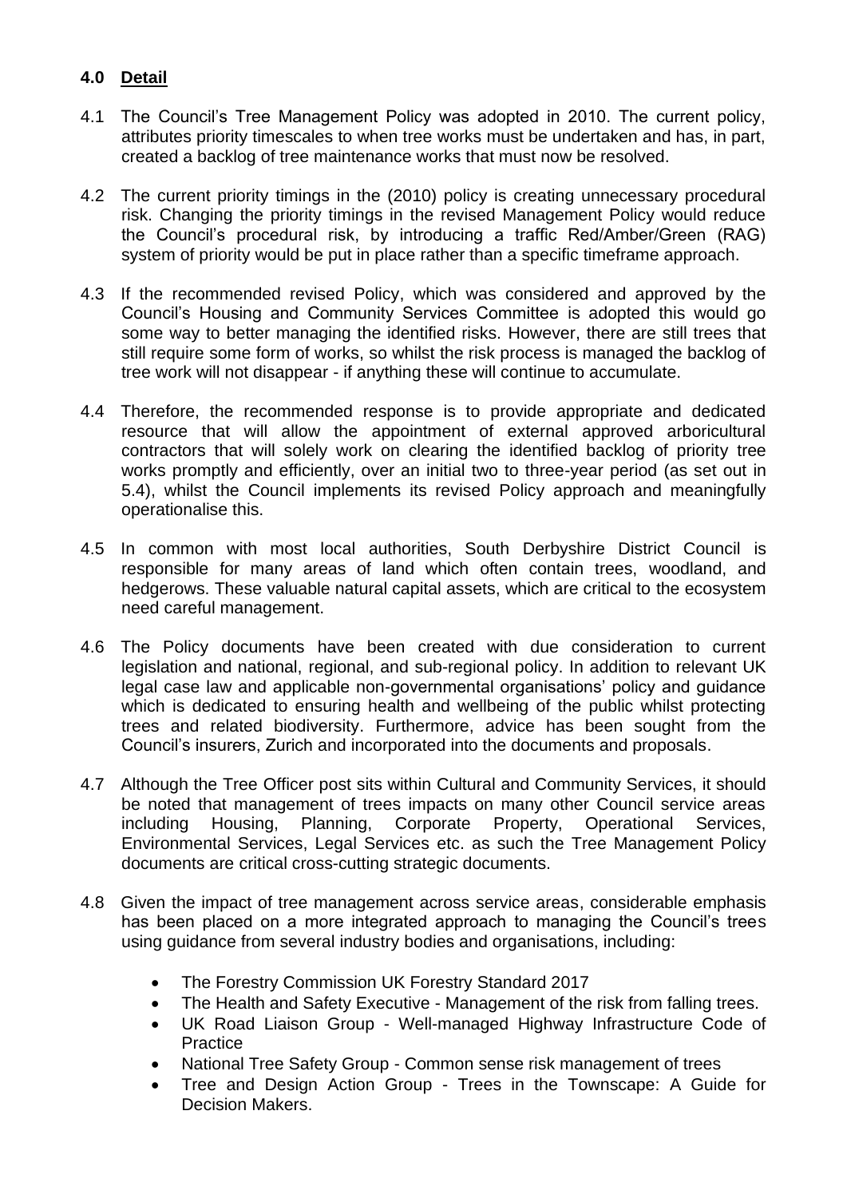## 4.0 Detail

4.1 The Council's Tree Management Policy was adopted in 2010. The current policy, attributes priority timescales to when tree works must be undertaken and has, in part, created a backlog of tree maintenance works that must now be resolved.

4.2 The current priority timings in the (2010) policy is creating unnecessary procedural risk. Changing the priority timings in the revised Management Policy would reduce the Council's procedural risk, by introducing a traffic Red/Amber/Green (RAG) system of priority would be put in place rather than a specific timeframe approach.

4.3 If the recommended revised Policy, which was considered and approved by the Council's Housing and Community Services Committee is adopted this would go some way to better managing the identified risks. However, there are still trees that still require some form of works, so whilst the risk process is managed the backlog of tree work will not disappear - if anything these will continue to accumulate.

4.4 Therefore, the recommended response is to provide appropriate and dedicated resource that will allow the appointment of external approved arboricultural contractors that will solely work on clearing the identified backlog of priority tree works promptly and efficiently, over an initial two to three-year period (as set out in 5.4), whilst the Council implements its revised Policy approach and meaningfully operationalise this.

4.5 In common with most local authorities, South Derbyshire District Council is responsible for many areas of land which often contain trees, woodland, and hedgerows. These valuable natural capital assets, which are critical to the ecosystem need careful management.

4.6 The Policy documents have been created with due consideration to current legislation and national, regional, and sub-regional policy. In addition to relevant UK legal case law and applicable non-governmental organisations' policy and guidance which is dedicated to ensuring health and wellbeing of the public whilst protecting trees and related biodiversity. Furthermore, advice has been sought from the Council's insurers, Zurich and incorporated into the documents and proposals.

4.7 Although the Tree Officer post sits within Cultural and Community Services, it should be noted that management of trees impacts on many other Council service areas including Housing, Planning, Corporate Property, Operational Services, Environmental Services, Legal Services etc. as such the Tree Management Policy documents are critical cross-cutting strategic documents.

4.8 Given the impact of tree management across service areas, considerable emphasis has been placed on a more integrated approach to managing the Council's trees using guidance from several industry bodies and organisations, including:

- The Forestry Commission UK Forestry Standard 2017
- The Health and Safety Executive - Management of the risk from falling trees.
- UK Road Liaison Group - Well-managed Highway Infrastructure Code of Practice
- National Tree Safety Group - Common sense risk management of trees
- Tree and Design Action Group - Trees in the Townscape: A Guide for Decision Makers.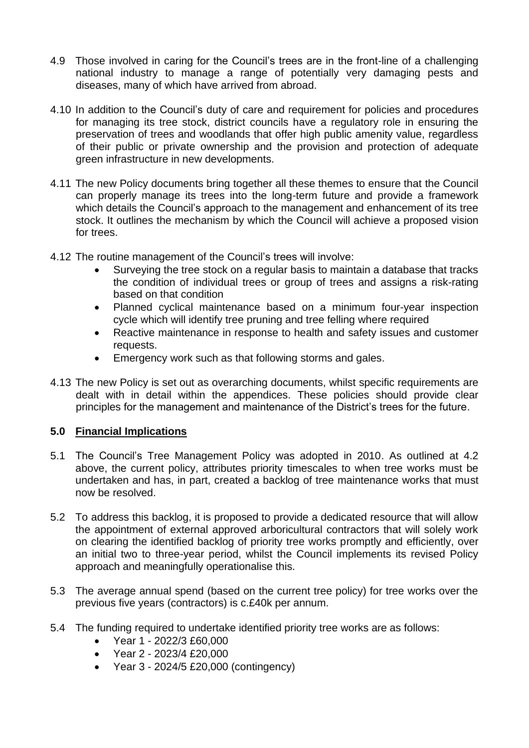4.9 Those involved in caring for the Council's trees are in the front-line of a challenging national industry to manage a range of potentially very damaging pests and diseases, many of which have arrived from abroad.

4.10 In addition to the Council's duty of care and requirement for policies and procedures for managing its tree stock, district councils have a regulatory role in ensuring the preservation of trees and woodlands that offer high public amenity value, regardless of their public or private ownership and the provision and protection of adequate green infrastructure in new developments.

4.11 The new Policy documents bring together all these themes to ensure that the Council can properly manage its trees into the long-term future and provide a framework which details the Council's approach to the management and enhancement of its tree stock. It outlines the mechanism by which the Council will achieve a proposed vision for trees.

4.12 The routine management of the Council's trees will involve:

- Surveying the tree stock on a regular basis to maintain a database that tracks the condition of individual trees or group of trees and assigns a risk-rating based on that condition
- Planned cyclical maintenance based on a minimum four-year inspection cycle which will identify tree pruning and tree felling where required
- Reactive maintenance in response to health and safety issues and customer requests.
- Emergency work such as that following storms and gales.

4.13 The new Policy is set out as overarching documents, whilst specific requirements are dealt with in detail within the appendices. These policies should provide clear principles for the management and maintenance of the District's trees for the future.

## 5.0 Financial Implications

5.1 The Council's Tree Management Policy was adopted in 2010. As outlined at 4.2 above, the current policy, attributes priority timescales to when tree works must be undertaken and has, in part, created a backlog of tree maintenance works that must now be resolved.

5.2 To address this backlog, it is proposed to provide a dedicated resource that will allow the appointment of external approved arboricultural contractors that will solely work on clearing the identified backlog of priority tree works promptly and efficiently, over an initial two to three-year period, whilst the Council implements its revised Policy approach and meaningfully operationalise this.

5.3 The average annual spend (based on the current tree policy) for tree works over the previous five years (contractors) is c.£40k per annum.

5.4 The funding required to undertake identified priority tree works are as follows:

- Year 1 - 2022/3 £60,000
- Year 2 - 2023/4 £20,000
- Year 3 - 2024/5 £20,000 (contingency)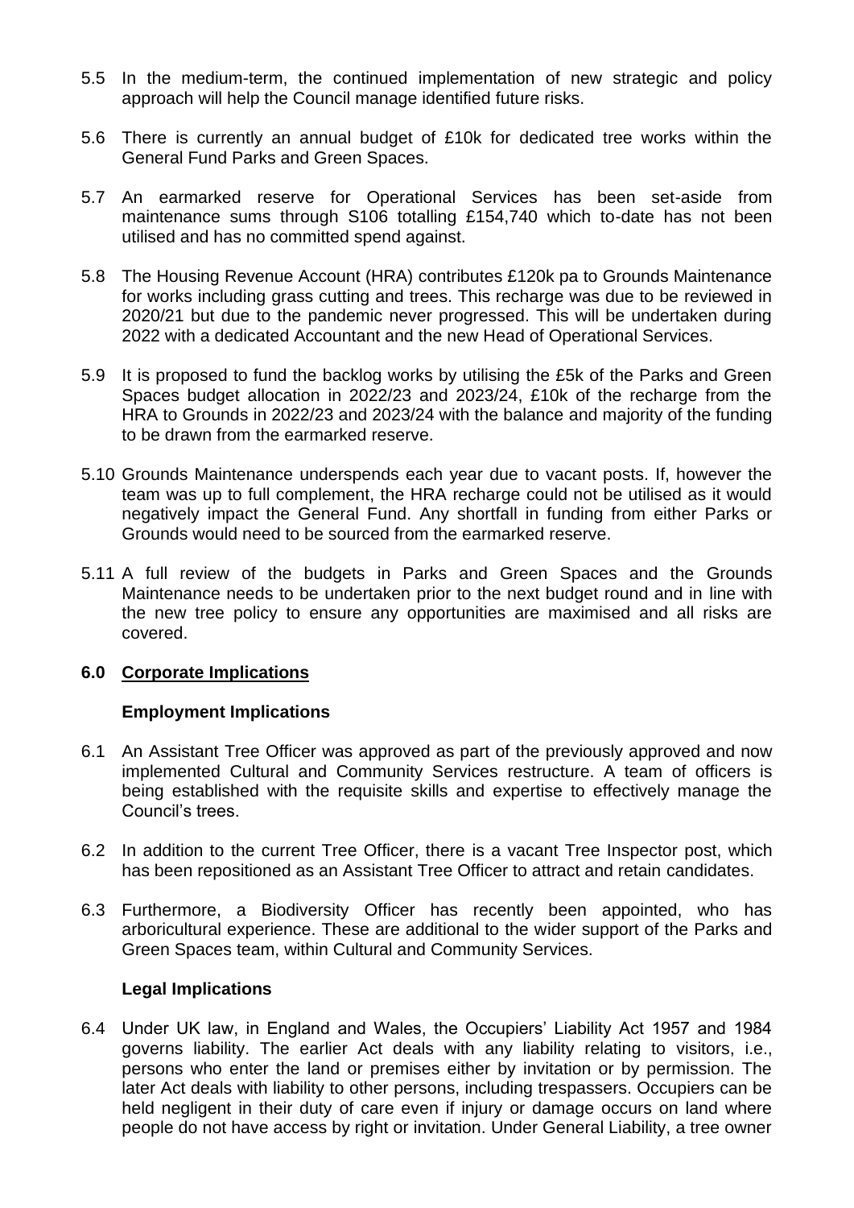5.5 In the medium-term, the continued implementation of new strategic and policy approach will help the Council manage identified future risks.

5.6 There is currently an annual budget of £10k for dedicated tree works within the General Fund Parks and Green Spaces.

5.7 An earmarked reserve for Operational Services has been set-aside from maintenance sums through S106 totalling £154,740 which to-date has not been utilised and has no committed spend against.

5.8 The Housing Revenue Account (HRA) contributes £120k pa to Grounds Maintenance for works including grass cutting and trees. This recharge was due to be reviewed in 2020/21 but due to the pandemic never progressed. This will be undertaken during 2022 with a dedicated Accountant and the new Head of Operational Services.

5.9 It is proposed to fund the backlog works by utilising the £5k of the Parks and Green Spaces budget allocation in 2022/23 and 2023/24, £10k of the recharge from the HRA to Grounds in 2022/23 and 2023/24 with the balance and majority of the funding to be drawn from the earmarked reserve.

5.10 Grounds Maintenance underspends each year due to vacant posts. If, however the team was up to full complement, the HRA recharge could not be utilised as it would negatively impact the General Fund. Any shortfall in funding from either Parks or Grounds would need to be sourced from the earmarked reserve.

5.11 A full review of the budgets in Parks and Green Spaces and the Grounds Maintenance needs to be undertaken prior to the next budget round and in line with the new tree policy to ensure any opportunities are maximised and all risks are covered.

## 6.0 Corporate Implications

### Employment Implications

6.1 An Assistant Tree Officer was approved as part of the previously approved and now implemented Cultural and Community Services restructure. A team of officers is being established with the requisite skills and expertise to effectively manage the Council's trees.

6.2 In addition to the current Tree Officer, there is a vacant Tree Inspector post, which has been repositioned as an Assistant Tree Officer to attract and retain candidates.

6.3 Furthermore, a Biodiversity Officer has recently been appointed, who has arboricultural experience. These are additional to the wider support of the Parks and Green Spaces team, within Cultural and Community Services.

### Legal Implications

6.4 Under UK law, in England and Wales, the Occupiers' Liability Act 1957 and 1984 governs liability. The earlier Act deals with any liability relating to visitors, i.e., persons who enter the land or premises either by invitation or by permission. The later Act deals with liability to other persons, including trespassers. Occupiers can be held negligent in their duty of care even if injury or damage occurs on land where people do not have access by right or invitation. Under General Liability, a tree owner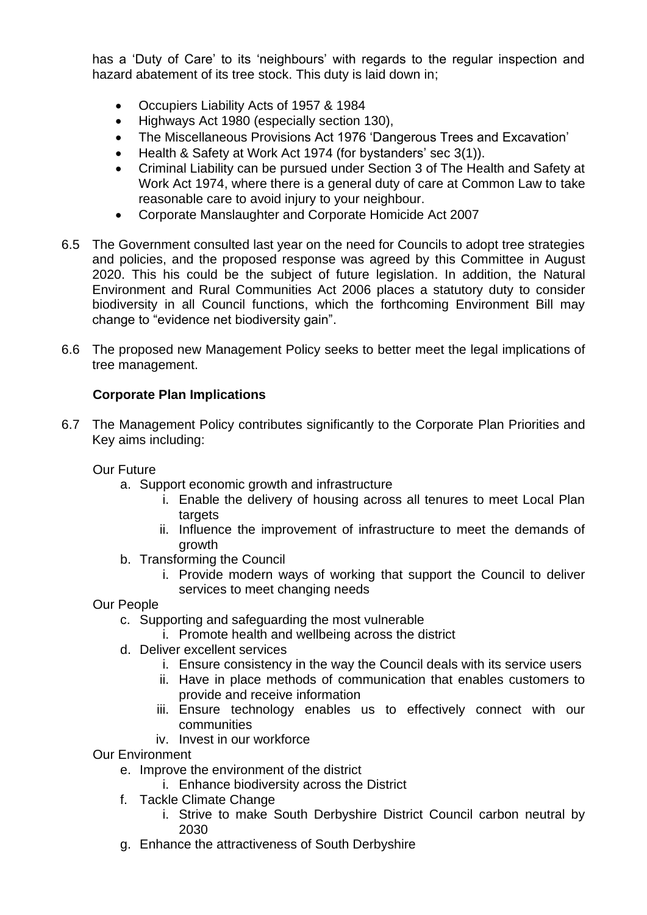has a 'Duty of Care' to its 'neighbours' with regards to the regular inspection and hazard abatement of its tree stock. This duty is laid down in;

- Occupiers Liability Acts of 1957 & 1984
- Highways Act 1980 (especially section 130),
- The Miscellaneous Provisions Act 1976 'Dangerous Trees and Excavation'
- Health & Safety at Work Act 1974 (for bystanders' sec 3(1)).
- Criminal Liability can be pursued under Section 3 of The Health and Safety at Work Act 1974, where there is a general duty of care at Common Law to take reasonable care to avoid injury to your neighbour.
- Corporate Manslaughter and Corporate Homicide Act 2007

6.5 The Government consulted last year on the need for Councils to adopt tree strategies and policies, and the proposed response was agreed by this Committee in August 2020. This his could be the subject of future legislation. In addition, the Natural Environment and Rural Communities Act 2006 places a statutory duty to consider biodiversity in all Council functions, which the forthcoming Environment Bill may change to "evidence net biodiversity gain".

6.6 The proposed new Management Policy seeks to better meet the legal implications of tree management.

**Corporate Plan Implications**

6.7 The Management Policy contributes significantly to the Corporate Plan Priorities and Key aims including:

Our Future

a. Support economic growth and infrastructure
    i. Enable the delivery of housing across all tenures to meet Local Plan targets
    ii. Influence the improvement of infrastructure to meet the demands of growth
b. Transforming the Council
    i. Provide modern ways of working that support the Council to deliver services to meet changing needs

Our People

c. Supporting and safeguarding the most vulnerable
    i. Promote health and wellbeing across the district
d. Deliver excellent services
    i. Ensure consistency in the way the Council deals with its service users
    ii. Have in place methods of communication that enables customers to provide and receive information
    iii. Ensure technology enables us to effectively connect with our communities
    iv. Invest in our workforce

Our Environment

e. Improve the environment of the district
    i. Enhance biodiversity across the District
f. Tackle Climate Change
    i. Strive to make South Derbyshire District Council carbon neutral by 2030
g. Enhance the attractiveness of South Derbyshire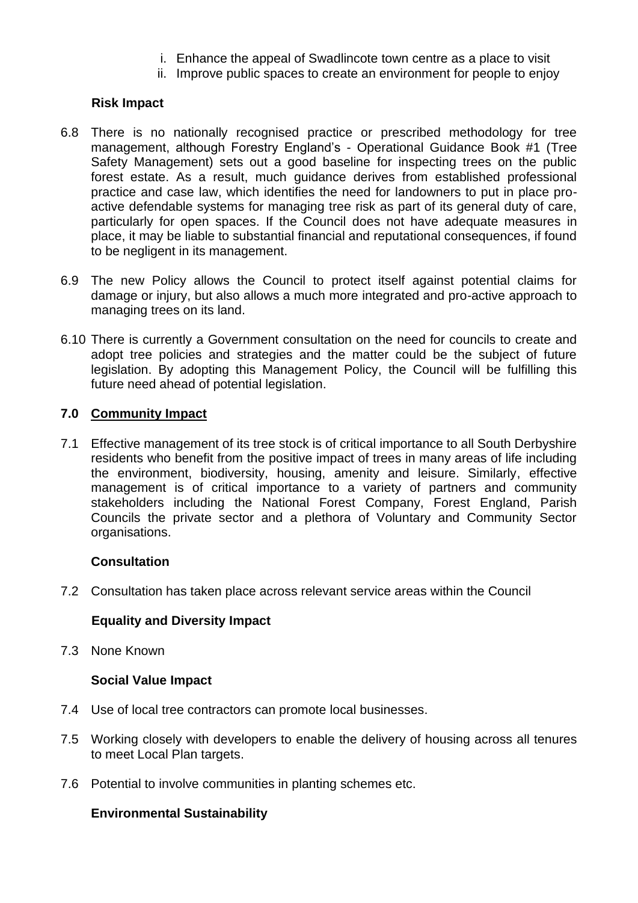i. Enhance the appeal of Swadlincote town centre as a place to visit
ii. Improve public spaces to create an environment for people to enjoy

**Risk Impact**

6.8 There is no nationally recognised practice or prescribed methodology for tree management, although Forestry England's - Operational Guidance Book #1 (Tree Safety Management) sets out a good baseline for inspecting trees on the public forest estate. As a result, much guidance derives from established professional practice and case law, which identifies the need for landowners to put in place pro-active defendable systems for managing tree risk as part of its general duty of care, particularly for open spaces. If the Council does not have adequate measures in place, it may be liable to substantial financial and reputational consequences, if found to be negligent in its management.

6.9 The new Policy allows the Council to protect itself against potential claims for damage or injury, but also allows a much more integrated and pro-active approach to managing trees on its land.

6.10 There is currently a Government consultation on the need for councils to create and adopt tree policies and strategies and the matter could be the subject of future legislation. By adopting this Management Policy, the Council will be fulfilling this future need ahead of potential legislation.

## 7.0 Community Impact

7.1 Effective management of its tree stock is of critical importance to all South Derbyshire residents who benefit from the positive impact of trees in many areas of life including the environment, biodiversity, housing, amenity and leisure. Similarly, effective management is of critical importance to a variety of partners and community stakeholders including the National Forest Company, Forest England, Parish Councils the private sector and a plethora of Voluntary and Community Sector organisations.

**Consultation**

7.2 Consultation has taken place across relevant service areas within the Council

**Equality and Diversity Impact**

7.3 None Known

**Social Value Impact**

7.4 Use of local tree contractors can promote local businesses.

7.5 Working closely with developers to enable the delivery of housing across all tenures to meet Local Plan targets.

7.6 Potential to involve communities in planting schemes etc.

**Environmental Sustainability**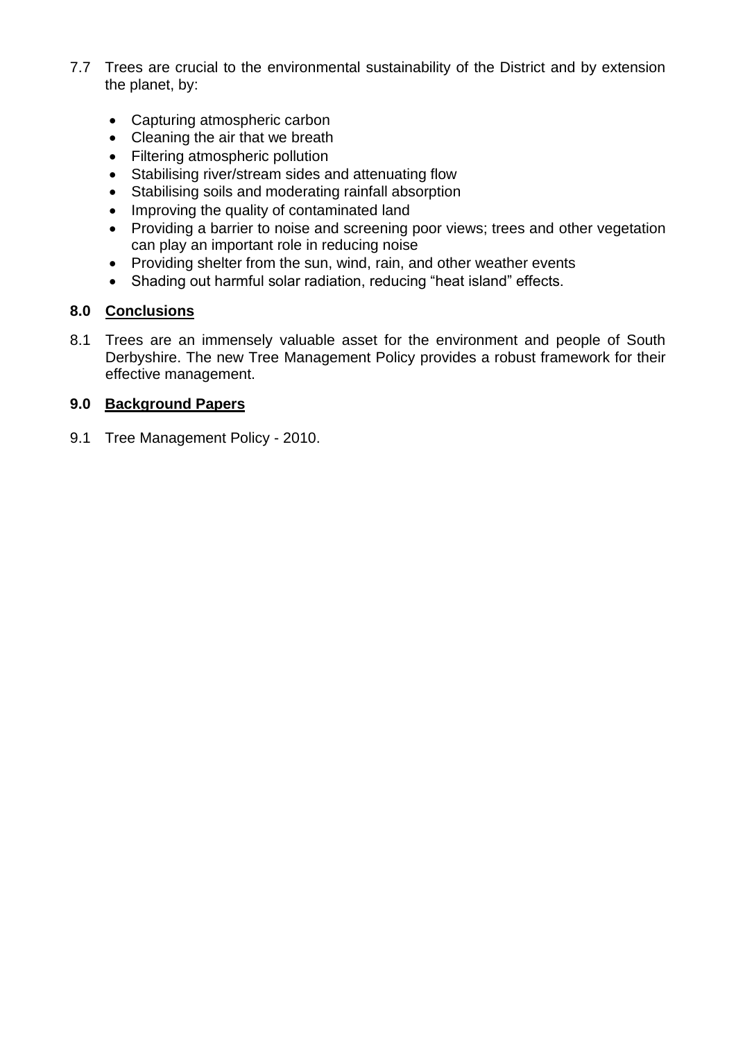7.7 Trees are crucial to the environmental sustainability of the District and by extension the planet, by:

- Capturing atmospheric carbon
- Cleaning the air that we breath
- Filtering atmospheric pollution
- Stabilising river/stream sides and attenuating flow
- Stabilising soils and moderating rainfall absorption
- Improving the quality of contaminated land
- Providing a barrier to noise and screening poor views; trees and other vegetation can play an important role in reducing noise
- Providing shelter from the sun, wind, rain, and other weather events
- Shading out harmful solar radiation, reducing "heat island" effects.

## 8.0 Conclusions

8.1 Trees are an immensely valuable asset for the environment and people of South Derbyshire. The new Tree Management Policy provides a robust framework for their effective management.

## 9.0 Background Papers

9.1 Tree Management Policy - 2010.